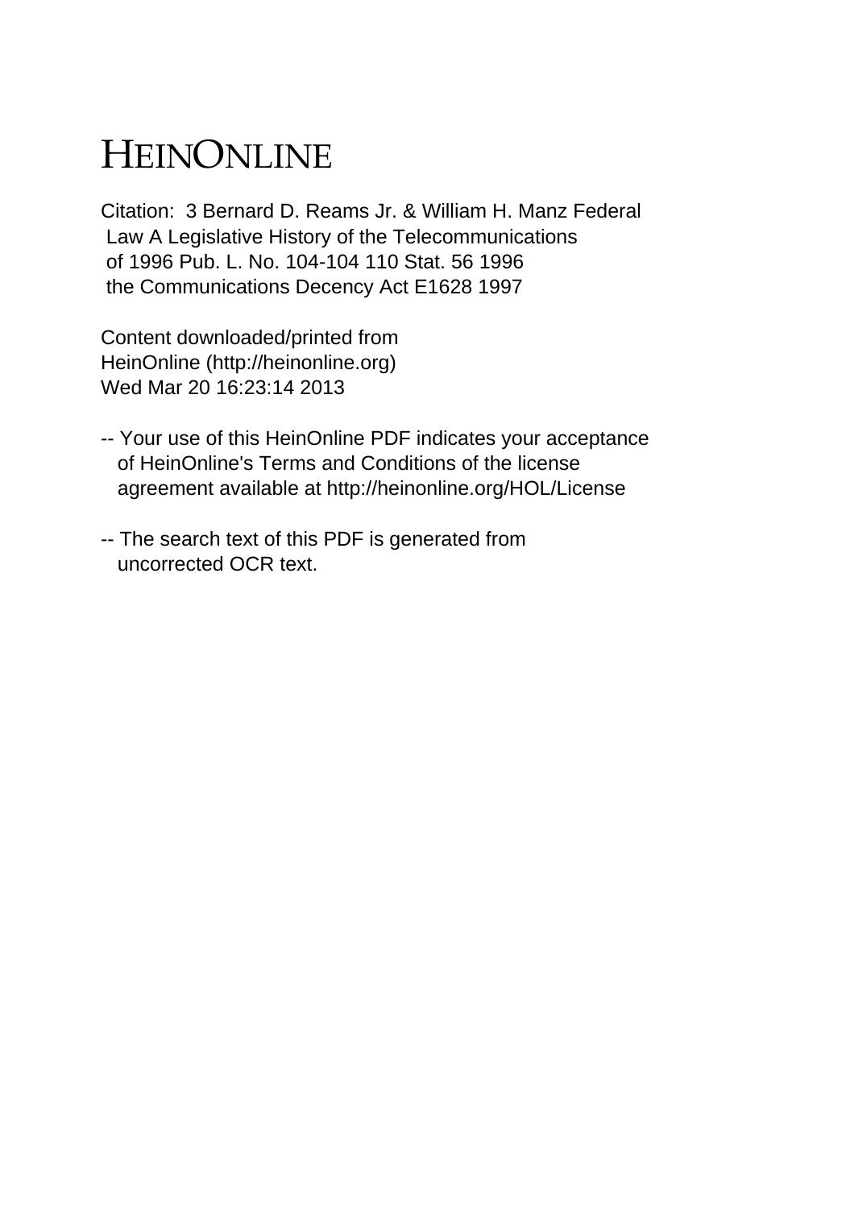# HEINONLINE

Citation: 3 Bernard D. Reams Jr. & William H. Manz Federal Law A Legislative History of the Telecommunications of 1996 Pub. L. No. 104-104 110 Stat. 56 1996 the Communications Decency Act E1628 1997

Content downloaded/printed from HeinOnline (http://heinonline.org) Wed Mar 20 16:23:14 2013

-- Your use of this HeinOnline PDF indicates your acceptance of HeinOnline's Terms and Conditions of the license agreement available at http://heinonline.org/HOL/License

-- The search text of this PDF is generated from uncorrected OCR text.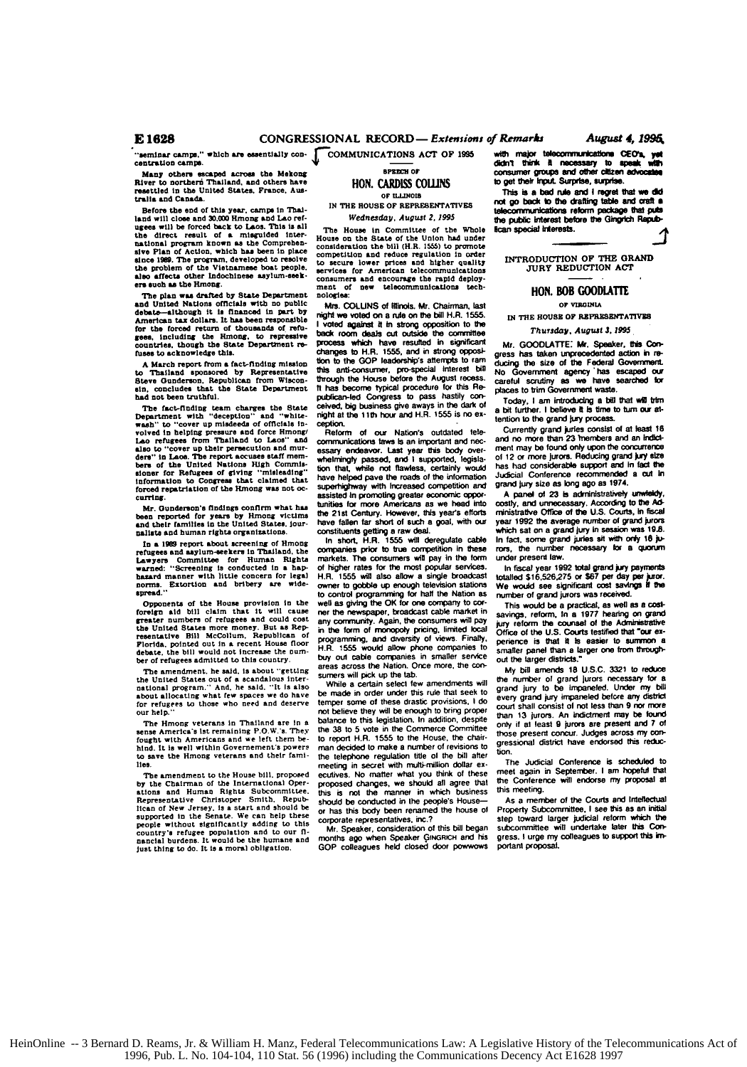"seminar camps," which are essentially concentration camps.

Many others escaped across the Mekong River to northern Thailand, and others have resettled in the United States, France, Australia and Canada.

Before the end of this year, camps in Thailand will close and 30,000 Hmong and Lao refugees will be forced back to Laos. This is all the direct result of a misguided international program known as the Comprehensive Plan of Action, which has been in place since 1989. The program, developed to resolve the problem of the Vietnamese boat people, also affects other Indochinese asylum-seekers such as the Hmong.

The plan was drafted by State Department and United Nations officials with no public debate—although it is financed in part by American tax dollars. It has been responsible for the forced return of thousands of refugees, including the Hmong, to repressive countries, though the State Department refuses to acknowledge this.

A March report from a fact-finding mission to Thailand sponsored by Representative Steve Gunderson, Republican from Wisconsin, concludes that the State Department had not been truthful.

The fact-finding team charges the State Department with "deception" and "whitewash" to "cover up misdeeds of officials involved in helping pressure and force Hmong/Lao refugees from Thailand to Laos" and also to "cover up their persecution and murders" in Laos. The report accuses staff members of the United Nations High Commissioner for Refugees of giving "misleading" information to Congress that claimed that forced repatriation of the Hmong was not occurring.

Mr. Gunderson's findings confirm what has been reported for years by Hmong victims and their families in the United States, journalists and human rights organizations.

In a 1989 report about screening of Hmong refugees and asylum-seekers in Thailand, the Lawyers Committee for Human Rights warned: "Screening is conducted in a haphazard manner with little concern for legal norms. Extortion and bribery are widespread."

Opponents of the House provision in the foreign aid bill claim that it will cause greater numbers of refugees and could cost the United States more money. But as Representative Bill McCollum, Republican of Florida, pointed out in a recent House floor debate, the bill would not increase the number of refugees admitted to this country.

The amendment, he said, is about "getting the United States out of a scandalous international program." And, he said, "It is also about allocating what few spaces we do have for refugees to those who need and deserve our help."

The Hmong veterans in Thailand are in a sense America's 1st remaining P.O.W.'s. They fought with Americans and we left them behind. It is well within Governement's powers to save the Hmong veterans and their families.

The amendment to the House bill, proposed by the Chairman of the International Operations and Human Rights Subcommittee, Representative Christoper Smith, Republican of New Jersey, is a start and should be supported in the Senate. We can help these people without significantly adding to this country's refugee population and to our financial burdens. It would be the humane and just thing to do. It is a moral obligation.

## COMMUNICATIONS ACT OF 1995

SPEECH OF

### HON. CARDISS COLLINS

OF ILLINOIS

IN THE HOUSE OF REPRESENTATIVES

*Wednesday, August 2, 1995*

The House in Committee of the Whole House on the State of the Union had under consideration the bill (H.R. 1555) to promote competition and reduce regulation in order to secure lower prices and higher quality services for American telecommunications consumers and encourage the rapid deployment of new telecommunications technologies:

Mrs. COLLINS of Illinois. Mr. Chairman, last night we voted on a rule on the bill H.R. 1555. I voted against it in strong opposition to the back room deals cut outside the committee process which have resulted in significant changes to H.R. 1555, and in strong opposition to the GOP leadership's attempts to ram this anti-consumer, pro-special interest bill through the House before the August recess. It has become typical procedure for this Republican-led Congress to pass hastily conceived, big business give aways in the dark of night at the 11th hour and H.R. 1555 is no exception.

Reform of our Nation's outdated telecommunications laws is an important and necessary endeavor. Last year this body overwhelmingly passed, and I supported, legislation that, while not flawless, certainly would have helped pave the roads of the information superhighway with increased competition and assisted in promoting greater economic opportunities for more Americans as we head into the 21st Century. However, this year's efforts have fallen far short of such a goal, with our constituents getting a raw deal.

In short, H.R. 1555 will deregulate cable companies prior to true competition in these markets. The consumers will pay in the form of higher rates for the most popular services. H.R. 1555 will also allow a single broadcast owner to gobble up enough television stations to control programming for half the Nation as well as giving the OK for one company to corner the newspaper, broadcast cable market in any community. Again, the consumers will pay in the form of monopoly pricing, limited local programming, and diversity of views. Finally, H.R. 1555 would allow phone companies to buy out cable companies in smaller service areas across the Nation. Once more, the consumers will pick up the tab.

While a certain select few amendments will be made in order under this rule that seek to temper some of these drastic provisions, I do not believe they will be enough to bring proper balance to this legislation. In addition, despite the 38 to 5 vote in the Commerce Committee to report H.R. 1555 to the House, the chairman decided to make a number of revisions to the telephone regulation title of the bill after meeting in secret with multi-million dollar executives. No matter what you think of these proposed changes, we should all agree that this is not the manner in which business should be conducted in the people's House—or has this body been renamed the house of corporate representatives, inc.?

Mr. Speaker, consideration of this bill began months ago when Speaker GINGRICH and his GOP colleagues held closed door powwows with major telecommunications CEO's, yet didn't think it necessary to speak with consumer groups and other citizen advocates to get their input. Surprise, surprise.

This is a bad rule and I regret that we did not go back to the drafting table and craft a telecommunications reform package that puts the public interest before the Gingrich Republican special interests.

## INTRODUCTION OF THE GRAND JURY REDUCTION ACT

### HON. BOB GOODLATTE

OF VIRGINIA

IN THE HOUSE OF REPRESENTATIVES

*Thursday, August 3, 1995*

Mr. GOODLATTE. Mr. Speaker, this Congress has taken unprecedented action in reducing the size of the Federal Government. No Government agency has escaped our careful scrutiny as we have searched for places to trim Government waste.

Today, I am introducing a bill that will trim a bit further. I believe it is time to turn our attention to the grand jury process.

Currently grand juries consist of at least 16 and no more than 23 members and an indictment may be found only upon the concurrence of 12 or more jurors. Reducing grand jury size has had considerable support and in fact the Judicial Conference recommended a cut in grand jury size as long ago as 1974.

A panel of 23 is administratively unwieldy, costly, and unnecessary. According to the Administrative Office of the U.S. Courts, in fiscal year 1992 the average number of grand jurors which sat on a grand jury in session was 19.8. In fact, some grand juries sit with only 16 jurors, the number necessary for a quorum under present law.

In fiscal year 1992 total grand jury payments totalled $16,526,275 or $67 per day per juror. We would see significant cost savings if the number of grand jurors was received.

This would be a practical, as well as a cost-savings, reform. In a 1977 hearing on grand jury reform the counsel of the Administrative Office of the U.S. Courts testified that "our experience is that it is easier to summon a smaller panel than a larger one from throughout the larger districts."

My bill amends 18 U.S.C. 3321 to reduce the number of grand jurors necessary for a grand jury to be impaneled. Under my bill every grand jury impaneled before any district court shall consist of not less than 9 nor more than 13 jurors. An indictment may be found only if at least 9 jurors are present and 7 of those present concur. Judges across my congressional district have endorsed this reduction.

The Judicial Conference is scheduled to meet again in September. I am hopeful that the Conference will endorse my proposal at this meeting.

As a member of the Courts and Intellectual Property Subcommittee, I see this as an initial step toward larger judicial reform which the subcommittee will undertake later this Congress. I urge my colleagues to support this important proposal.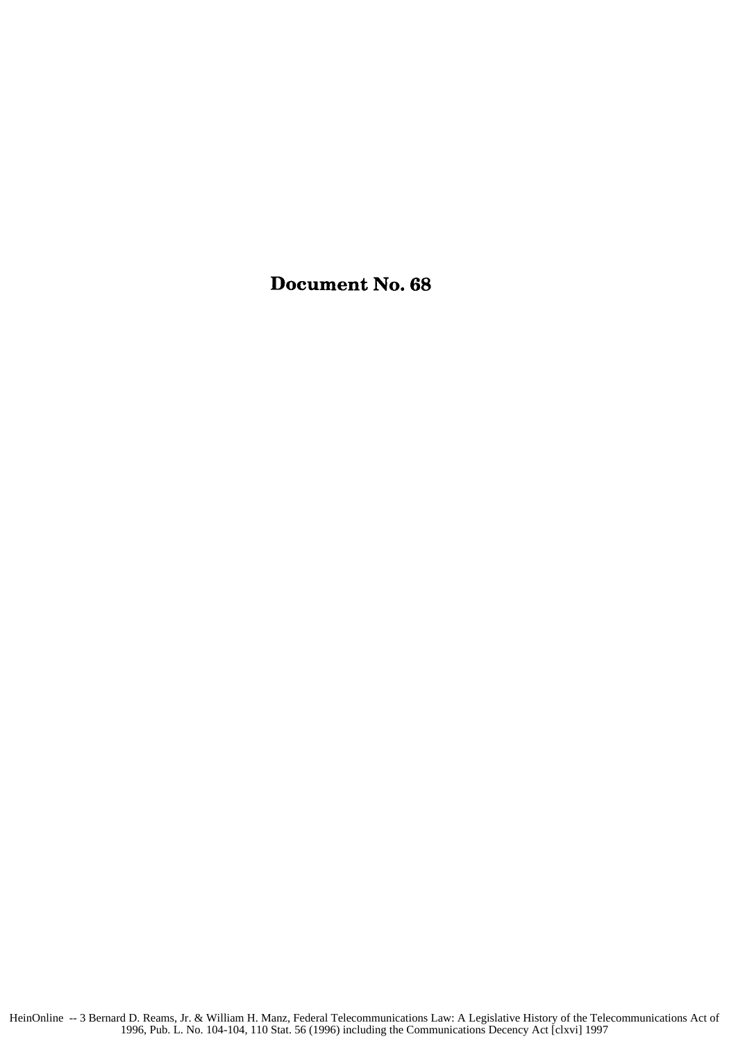# Document No. 68